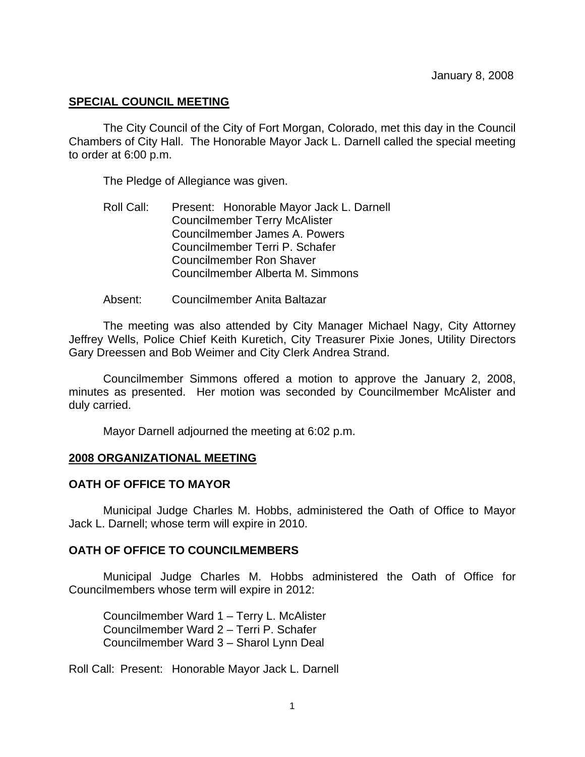January 8, 2008

## SPECIAL COUNCIL MEETING

The City Council of the City of Fort Morgan, Colorado, met this day in the Council Chambers of City Hall. The Honorable Mayor Jack L. Darnell called the special meeting to order at 6:00 p.m.

The Pledge of Allegiance was given.

Roll Call: Present: Honorable Mayor Jack L. Darnell
Councilmember Terry McAlister
Councilmember James A. Powers
Councilmember Terri P. Schafer
Councilmember Ron Shaver
Councilmember Alberta M. Simmons

Absent: Councilmember Anita Baltazar

The meeting was also attended by City Manager Michael Nagy, City Attorney Jeffrey Wells, Police Chief Keith Kuretich, City Treasurer Pixie Jones, Utility Directors Gary Dreessen and Bob Weimer and City Clerk Andrea Strand.

Councilmember Simmons offered a motion to approve the January 2, 2008, minutes as presented. Her motion was seconded by Councilmember McAlister and duly carried.

Mayor Darnell adjourned the meeting at 6:02 p.m.

## 2008 ORGANIZATIONAL MEETING

### OATH OF OFFICE TO MAYOR

Municipal Judge Charles M. Hobbs, administered the Oath of Office to Mayor Jack L. Darnell; whose term will expire in 2010.

### OATH OF OFFICE TO COUNCILMEMBERS

Municipal Judge Charles M. Hobbs administered the Oath of Office for Councilmembers whose term will expire in 2012:

Councilmember Ward 1 – Terry L. McAlister
Councilmember Ward 2 – Terri P. Schafer
Councilmember Ward 3 – Sharol Lynn Deal

Roll Call: Present: Honorable Mayor Jack L. Darnell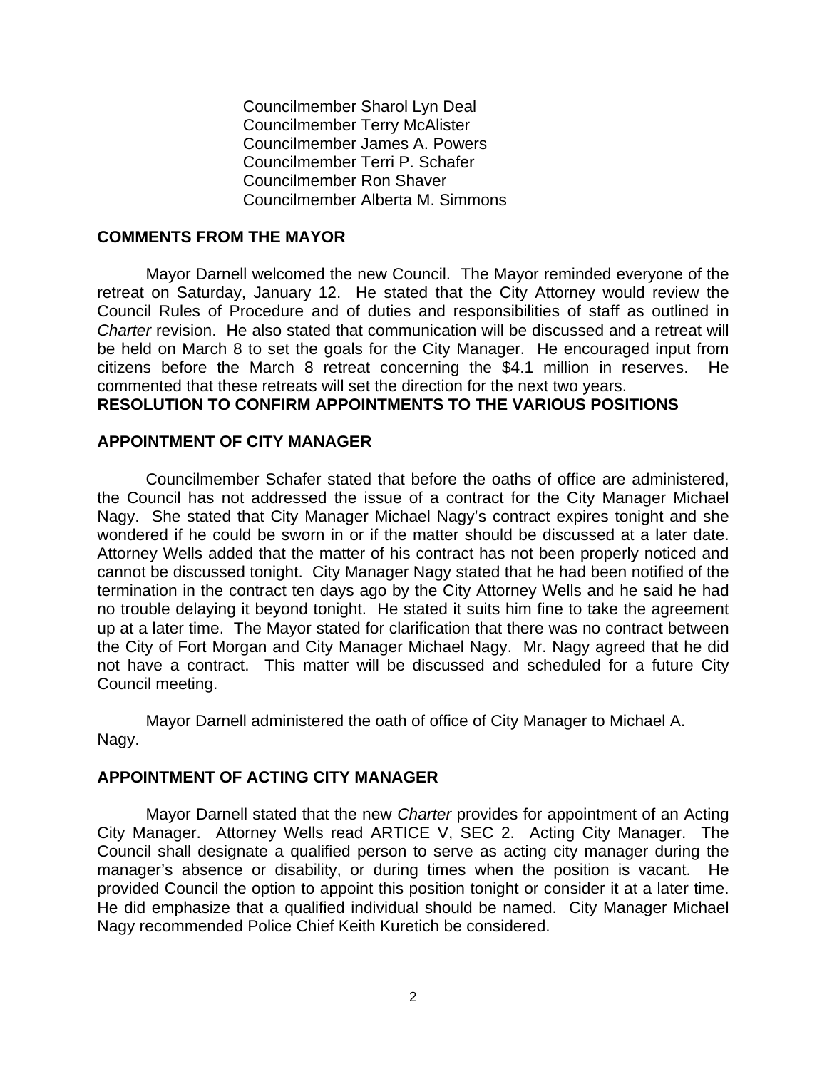Councilmember Sharol Lyn Deal
Councilmember Terry McAlister
Councilmember James A. Powers
Councilmember Terri P. Schafer
Councilmember Ron Shaver
Councilmember Alberta M. Simmons

**COMMENTS FROM THE MAYOR**

Mayor Darnell welcomed the new Council. The Mayor reminded everyone of the retreat on Saturday, January 12. He stated that the City Attorney would review the Council Rules of Procedure and of duties and responsibilities of staff as outlined in *Charter* revision. He also stated that communication will be discussed and a retreat will be held on March 8 to set the goals for the City Manager. He encouraged input from citizens before the March 8 retreat concerning the $4.1 million in reserves. He commented that these retreats will set the direction for the next two years.

**RESOLUTION TO CONFIRM APPOINTMENTS TO THE VARIOUS POSITIONS**

**APPOINTMENT OF CITY MANAGER**

Councilmember Schafer stated that before the oaths of office are administered, the Council has not addressed the issue of a contract for the City Manager Michael Nagy. She stated that City Manager Michael Nagy's contract expires tonight and she wondered if he could be sworn in or if the matter should be discussed at a later date. Attorney Wells added that the matter of his contract has not been properly noticed and cannot be discussed tonight. City Manager Nagy stated that he had been notified of the termination in the contract ten days ago by the City Attorney Wells and he said he had no trouble delaying it beyond tonight. He stated it suits him fine to take the agreement up at a later time. The Mayor stated for clarification that there was no contract between the City of Fort Morgan and City Manager Michael Nagy. Mr. Nagy agreed that he did not have a contract. This matter will be discussed and scheduled for a future City Council meeting.

Mayor Darnell administered the oath of office of City Manager to Michael A. Nagy.

**APPOINTMENT OF ACTING CITY MANAGER**

Mayor Darnell stated that the new *Charter* provides for appointment of an Acting City Manager. Attorney Wells read ARTICE V, SEC 2. Acting City Manager. The Council shall designate a qualified person to serve as acting city manager during the manager's absence or disability, or during times when the position is vacant. He provided Council the option to appoint this position tonight or consider it at a later time. He did emphasize that a qualified individual should be named. City Manager Michael Nagy recommended Police Chief Keith Kuretich be considered.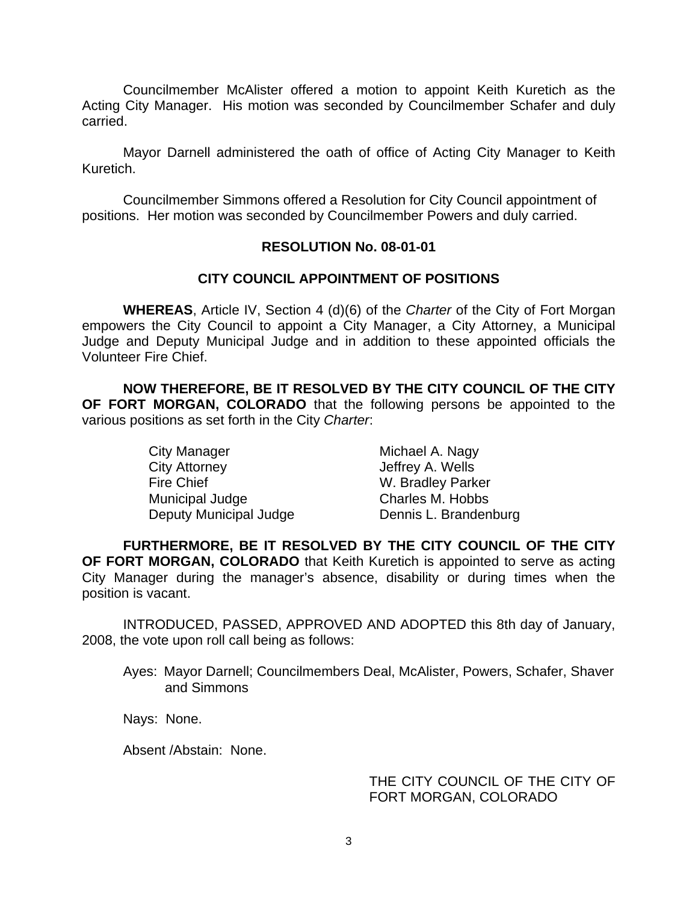Councilmember McAlister offered a motion to appoint Keith Kuretich as the Acting City Manager. His motion was seconded by Councilmember Schafer and duly carried.

Mayor Darnell administered the oath of office of Acting City Manager to Keith Kuretich.

Councilmember Simmons offered a Resolution for City Council appointment of positions. Her motion was seconded by Councilmember Powers and duly carried.

**RESOLUTION No. 08-01-01**

**CITY COUNCIL APPOINTMENT OF POSITIONS**

**WHEREAS**, Article IV, Section 4 (d)(6) of the *Charter* of the City of Fort Morgan empowers the City Council to appoint a City Manager, a City Attorney, a Municipal Judge and Deputy Municipal Judge and in addition to these appointed officials the Volunteer Fire Chief.

**NOW THEREFORE, BE IT RESOLVED BY THE CITY COUNCIL OF THE CITY OF FORT MORGAN, COLORADO** that the following persons be appointed to the various positions as set forth in the City *Charter*:

| | |
|---|---|
| City Manager | Michael A. Nagy |
| City Attorney | Jeffrey A. Wells |
| Fire Chief | W. Bradley Parker |
| Municipal Judge | Charles M. Hobbs |
| Deputy Municipal Judge | Dennis L. Brandenburg |

**FURTHERMORE, BE IT RESOLVED BY THE CITY COUNCIL OF THE CITY OF FORT MORGAN, COLORADO** that Keith Kuretich is appointed to serve as acting City Manager during the manager's absence, disability or during times when the position is vacant.

INTRODUCED, PASSED, APPROVED AND ADOPTED this 8th day of January, 2008, the vote upon roll call being as follows:

Ayes: Mayor Darnell; Councilmembers Deal, McAlister, Powers, Schafer, Shaver and Simmons

Nays: None.

Absent /Abstain: None.

THE CITY COUNCIL OF THE CITY OF FORT MORGAN, COLORADO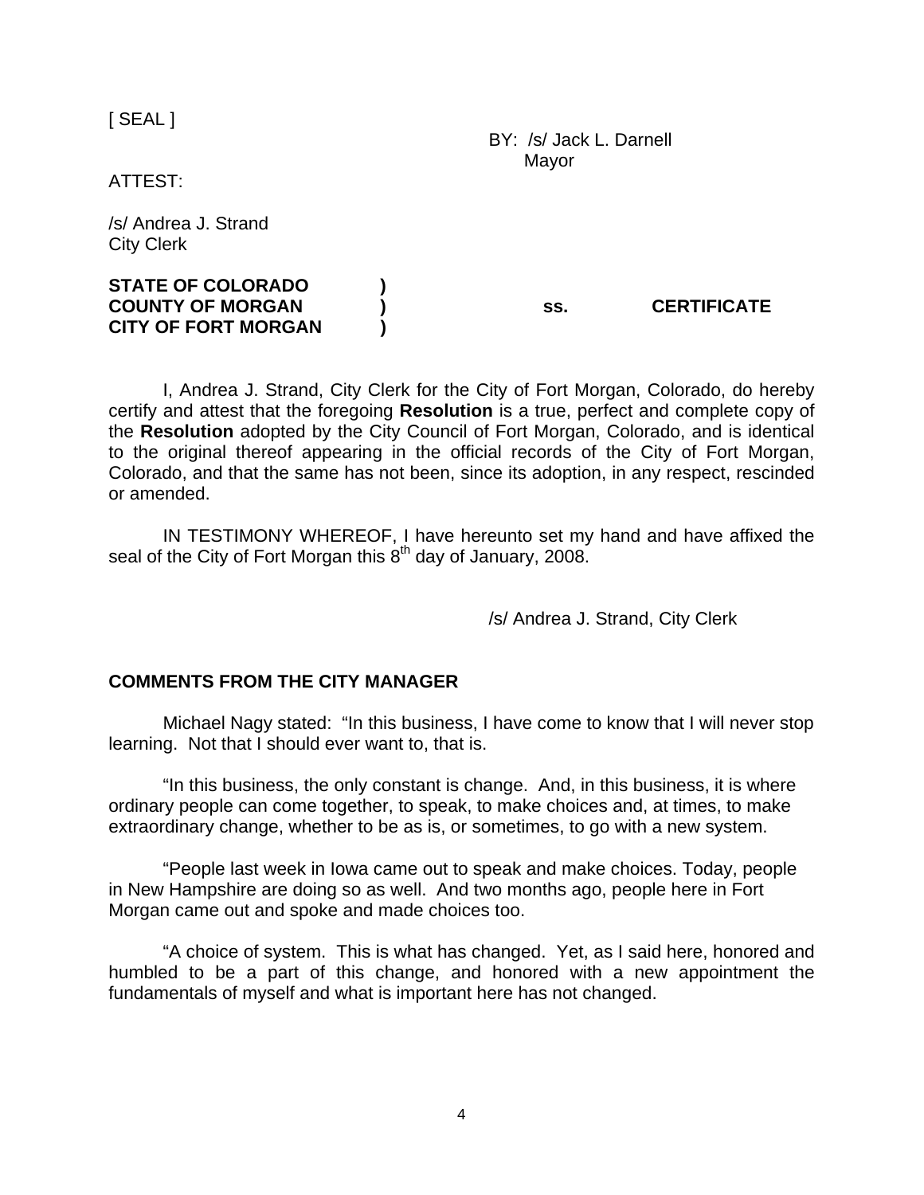[ SEAL ]

BY: /s/ Jack L. Darnell
Mayor

ATTEST:

/s/ Andrea J. Strand
City Clerk

**STATE OF COLORADO )**
**COUNTY OF MORGAN ) ss. CERTIFICATE**
**CITY OF FORT MORGAN )**

I, Andrea J. Strand, City Clerk for the City of Fort Morgan, Colorado, do hereby certify and attest that the foregoing **Resolution** is a true, perfect and complete copy of the **Resolution** adopted by the City Council of Fort Morgan, Colorado, and is identical to the original thereof appearing in the official records of the City of Fort Morgan, Colorado, and that the same has not been, since its adoption, in any respect, rescinded or amended.

IN TESTIMONY WHEREOF, I have hereunto set my hand and have affixed the seal of the City of Fort Morgan this 8th day of January, 2008.

/s/ Andrea J. Strand, City Clerk

**COMMENTS FROM THE CITY MANAGER**

Michael Nagy stated: "In this business, I have come to know that I will never stop learning. Not that I should ever want to, that is.

"In this business, the only constant is change. And, in this business, it is where ordinary people can come together, to speak, to make choices and, at times, to make extraordinary change, whether to be as is, or sometimes, to go with a new system.

"People last week in Iowa came out to speak and make choices. Today, people in New Hampshire are doing so as well. And two months ago, people here in Fort Morgan came out and spoke and made choices too.

"A choice of system. This is what has changed. Yet, as I said here, honored and humbled to be a part of this change, and honored with a new appointment the fundamentals of myself and what is important here has not changed.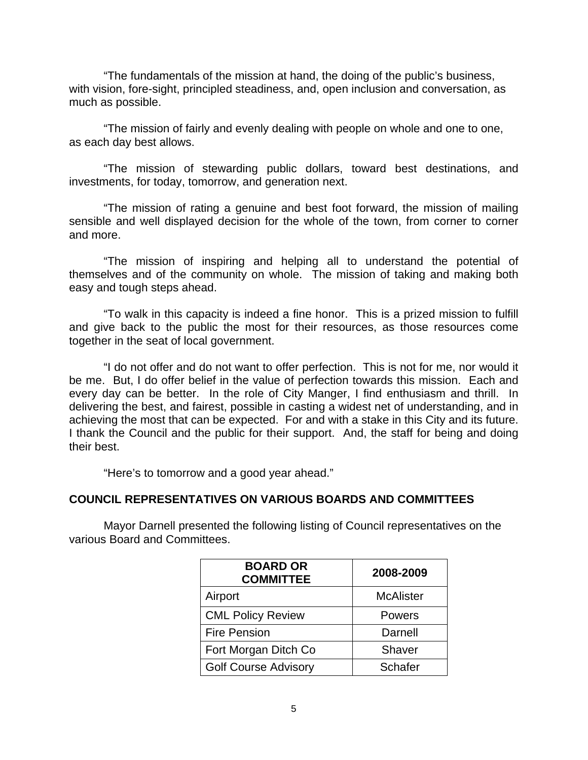"The fundamentals of the mission at hand, the doing of the public's business, with vision, fore-sight, principled steadiness, and, open inclusion and conversation, as much as possible.

"The mission of fairly and evenly dealing with people on whole and one to one, as each day best allows.

"The mission of stewarding public dollars, toward best destinations, and investments, for today, tomorrow, and generation next.

"The mission of rating a genuine and best foot forward, the mission of mailing sensible and well displayed decision for the whole of the town, from corner to corner and more.

"The mission of inspiring and helping all to understand the potential of themselves and of the community on whole. The mission of taking and making both easy and tough steps ahead.

"To walk in this capacity is indeed a fine honor. This is a prized mission to fulfill and give back to the public the most for their resources, as those resources come together in the seat of local government.

"I do not offer and do not want to offer perfection. This is not for me, nor would it be me. But, I do offer belief in the value of perfection towards this mission. Each and every day can be better. In the role of City Manger, I find enthusiasm and thrill. In delivering the best, and fairest, possible in casting a widest net of understanding, and in achieving the most that can be expected. For and with a stake in this City and its future. I thank the Council and the public for their support. And, the staff for being and doing their best.

"Here's to tomorrow and a good year ahead."

## COUNCIL REPRESENTATIVES ON VARIOUS BOARDS AND COMMITTEES

Mayor Darnell presented the following listing of Council representatives on the various Board and Committees.

| BOARD OR COMMITTEE | 2008-2009 |
|---|---|
| Airport | McAlister |
| CML Policy Review | Powers |
| Fire Pension | Darnell |
| Fort Morgan Ditch Co | Shaver |
| Golf Course Advisory | Schafer |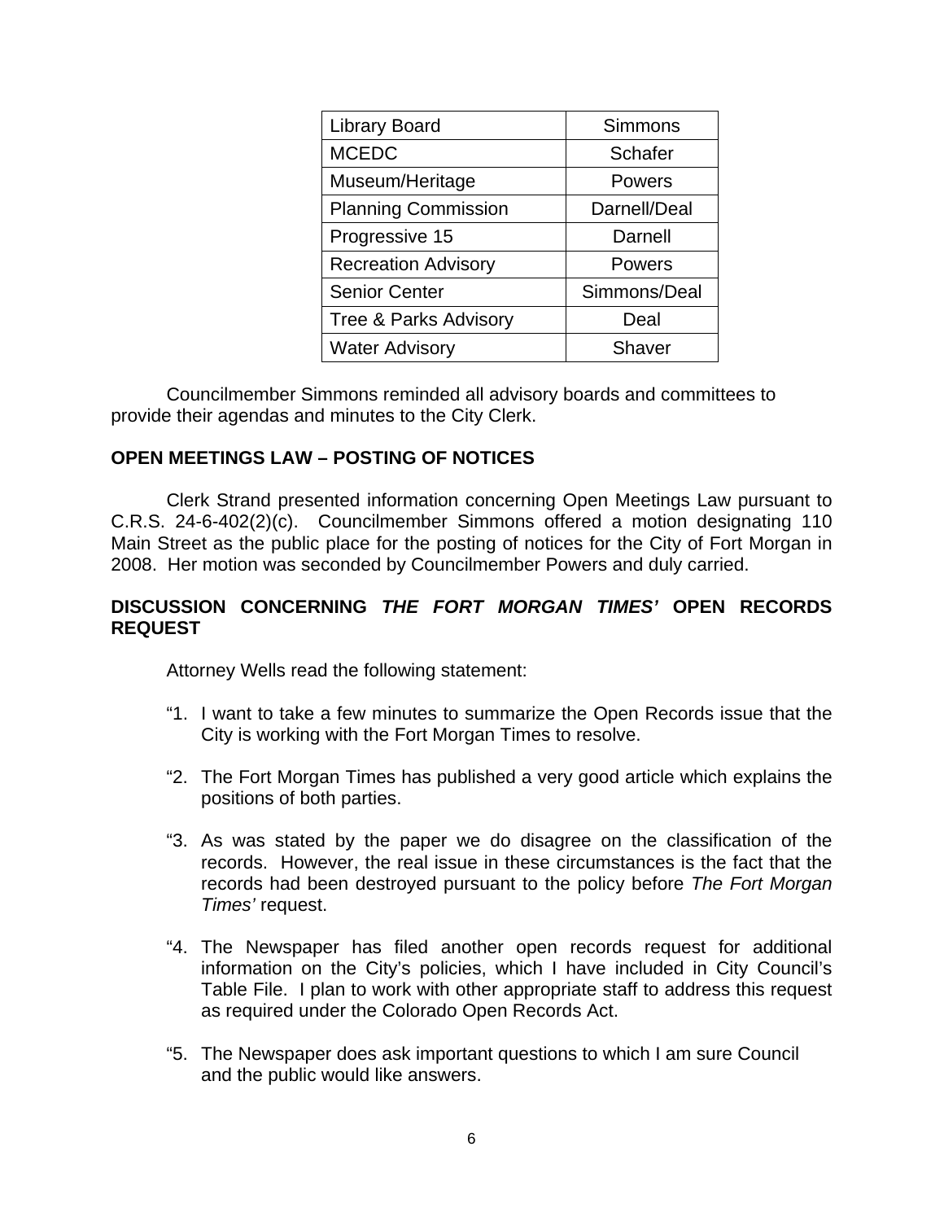| Library Board | Simmons |
|---|---|
| MCEDC | Schafer |
| Museum/Heritage | Powers |
| Planning Commission | Darnell/Deal |
| Progressive 15 | Darnell |
| Recreation Advisory | Powers |
| Senior Center | Simmons/Deal |
| Tree & Parks Advisory | Deal |
| Water Advisory | Shaver |

Councilmember Simmons reminded all advisory boards and committees to provide their agendas and minutes to the City Clerk.

**OPEN MEETINGS LAW – POSTING OF NOTICES**

Clerk Strand presented information concerning Open Meetings Law pursuant to C.R.S. 24-6-402(2)(c). Councilmember Simmons offered a motion designating 110 Main Street as the public place for the posting of notices for the City of Fort Morgan in 2008. Her motion was seconded by Councilmember Powers and duly carried.

**DISCUSSION CONCERNING *THE FORT MORGAN TIMES'* OPEN RECORDS REQUEST**

Attorney Wells read the following statement:

"1. I want to take a few minutes to summarize the Open Records issue that the City is working with the Fort Morgan Times to resolve.

"2. The Fort Morgan Times has published a very good article which explains the positions of both parties.

"3. As was stated by the paper we do disagree on the classification of the records. However, the real issue in these circumstances is the fact that the records had been destroyed pursuant to the policy before *The Fort Morgan Times'* request.

"4. The Newspaper has filed another open records request for additional information on the City's policies, which I have included in City Council's Table File. I plan to work with other appropriate staff to address this request as required under the Colorado Open Records Act.

"5. The Newspaper does ask important questions to which I am sure Council and the public would like answers.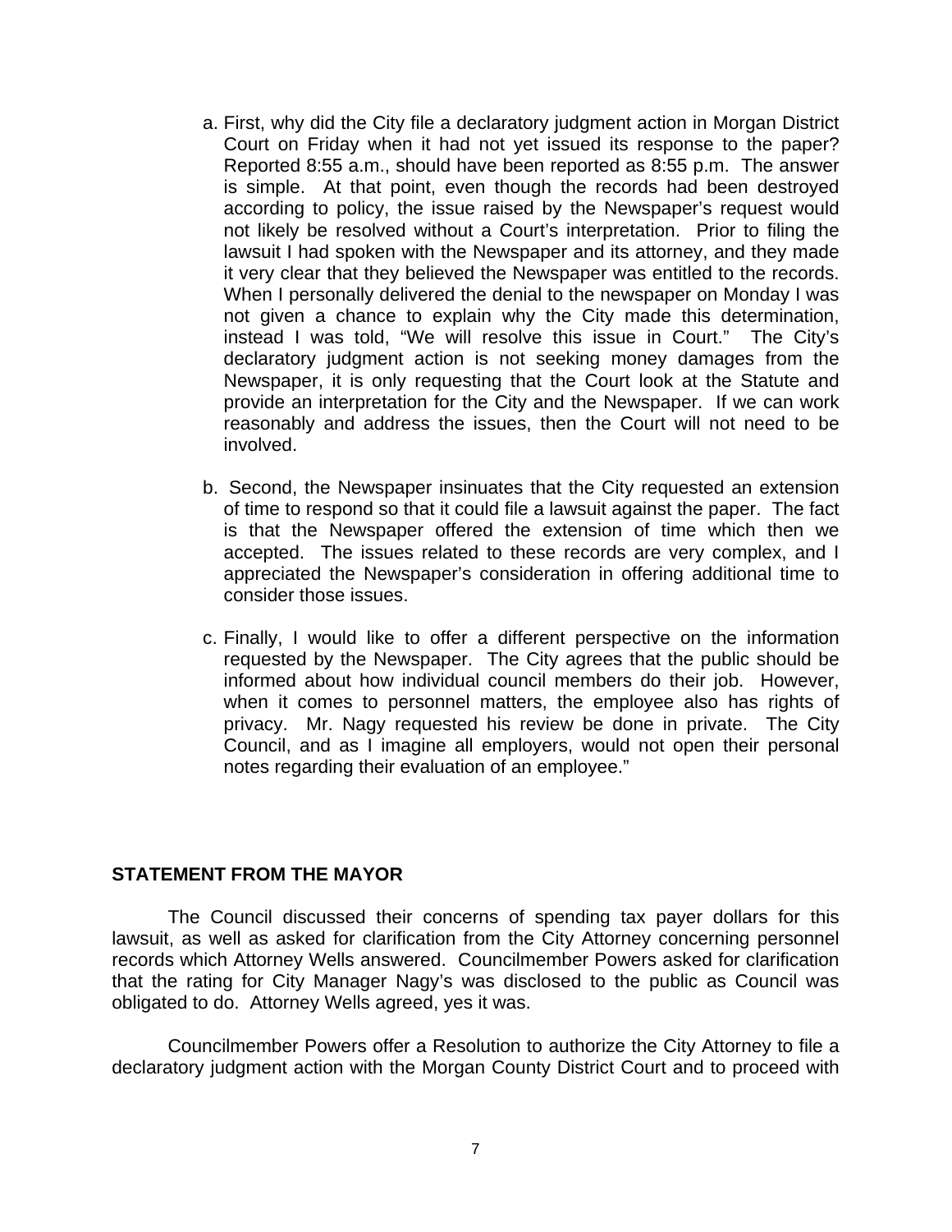a. First, why did the City file a declaratory judgment action in Morgan District Court on Friday when it had not yet issued its response to the paper? Reported 8:55 a.m., should have been reported as 8:55 p.m. The answer is simple. At that point, even though the records had been destroyed according to policy, the issue raised by the Newspaper's request would not likely be resolved without a Court's interpretation. Prior to filing the lawsuit I had spoken with the Newspaper and its attorney, and they made it very clear that they believed the Newspaper was entitled to the records. When I personally delivered the denial to the newspaper on Monday I was not given a chance to explain why the City made this determination, instead I was told, "We will resolve this issue in Court." The City's declaratory judgment action is not seeking money damages from the Newspaper, it is only requesting that the Court look at the Statute and provide an interpretation for the City and the Newspaper. If we can work reasonably and address the issues, then the Court will not need to be involved.

b. Second, the Newspaper insinuates that the City requested an extension of time to respond so that it could file a lawsuit against the paper. The fact is that the Newspaper offered the extension of time which then we accepted. The issues related to these records are very complex, and I appreciated the Newspaper's consideration in offering additional time to consider those issues.

c. Finally, I would like to offer a different perspective on the information requested by the Newspaper. The City agrees that the public should be informed about how individual council members do their job. However, when it comes to personnel matters, the employee also has rights of privacy. Mr. Nagy requested his review be done in private. The City Council, and as I imagine all employers, would not open their personal notes regarding their evaluation of an employee."

## STATEMENT FROM THE MAYOR

The Council discussed their concerns of spending tax payer dollars for this lawsuit, as well as asked for clarification from the City Attorney concerning personnel records which Attorney Wells answered. Councilmember Powers asked for clarification that the rating for City Manager Nagy's was disclosed to the public as Council was obligated to do. Attorney Wells agreed, yes it was.

Councilmember Powers offer a Resolution to authorize the City Attorney to file a declaratory judgment action with the Morgan County District Court and to proceed with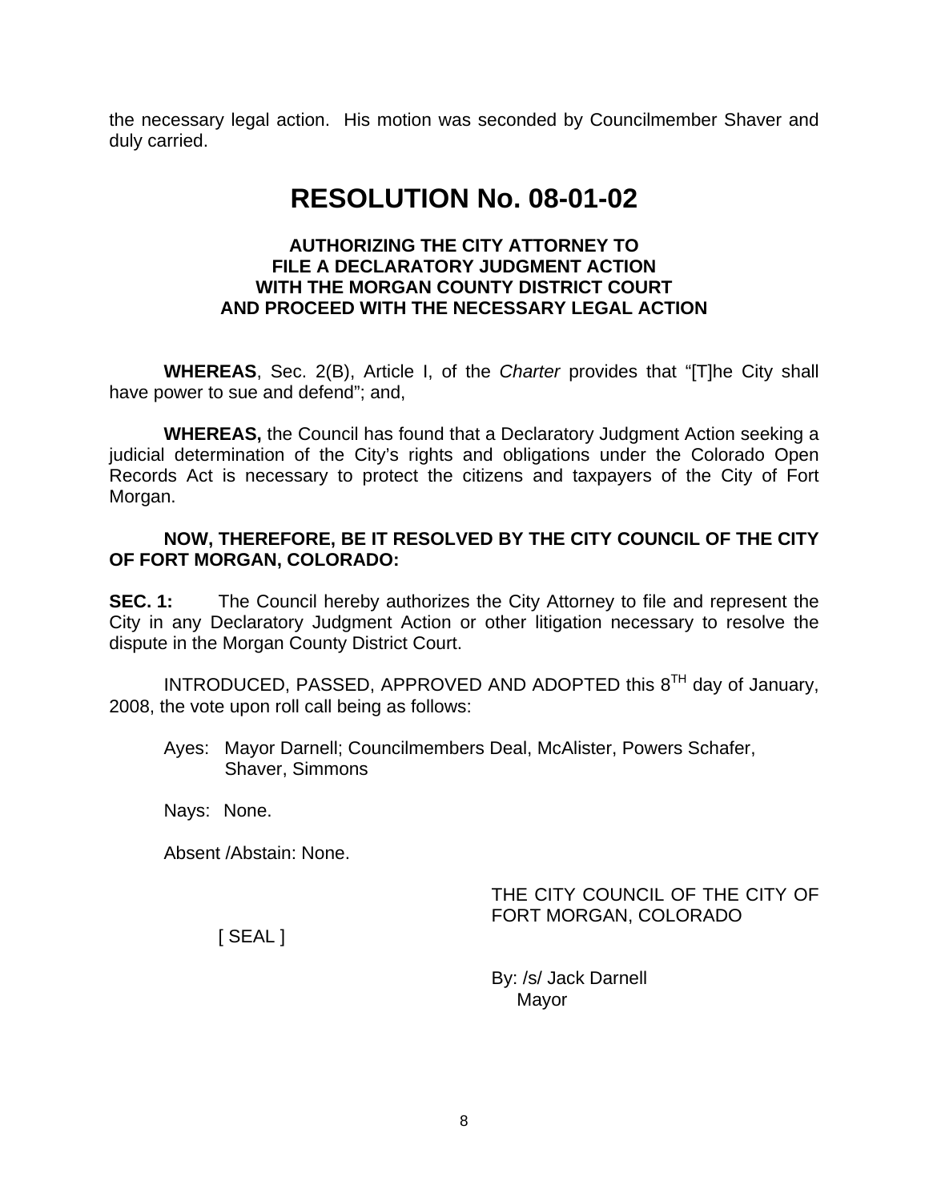the necessary legal action. His motion was seconded by Councilmember Shaver and duly carried.

# RESOLUTION No. 08-01-02

### AUTHORIZING THE CITY ATTORNEY TO FILE A DECLARATORY JUDGMENT ACTION WITH THE MORGAN COUNTY DISTRICT COURT AND PROCEED WITH THE NECESSARY LEGAL ACTION

**WHEREAS**, Sec. 2(B), Article I, of the *Charter* provides that "[T]he City shall have power to sue and defend"; and,

**WHEREAS,** the Council has found that a Declaratory Judgment Action seeking a judicial determination of the City's rights and obligations under the Colorado Open Records Act is necessary to protect the citizens and taxpayers of the City of Fort Morgan.

**NOW, THEREFORE, BE IT RESOLVED BY THE CITY COUNCIL OF THE CITY OF FORT MORGAN, COLORADO:**

**SEC. 1:** The Council hereby authorizes the City Attorney to file and represent the City in any Declaratory Judgment Action or other litigation necessary to resolve the dispute in the Morgan County District Court.

INTRODUCED, PASSED, APPROVED AND ADOPTED this 8TH day of January, 2008, the vote upon roll call being as follows:

Ayes: Mayor Darnell; Councilmembers Deal, McAlister, Powers Schafer, Shaver, Simmons

Nays: None.

Absent /Abstain: None.

THE CITY COUNCIL OF THE CITY OF FORT MORGAN, COLORADO

[ SEAL ]

By: /s/ Jack Darnell
Mayor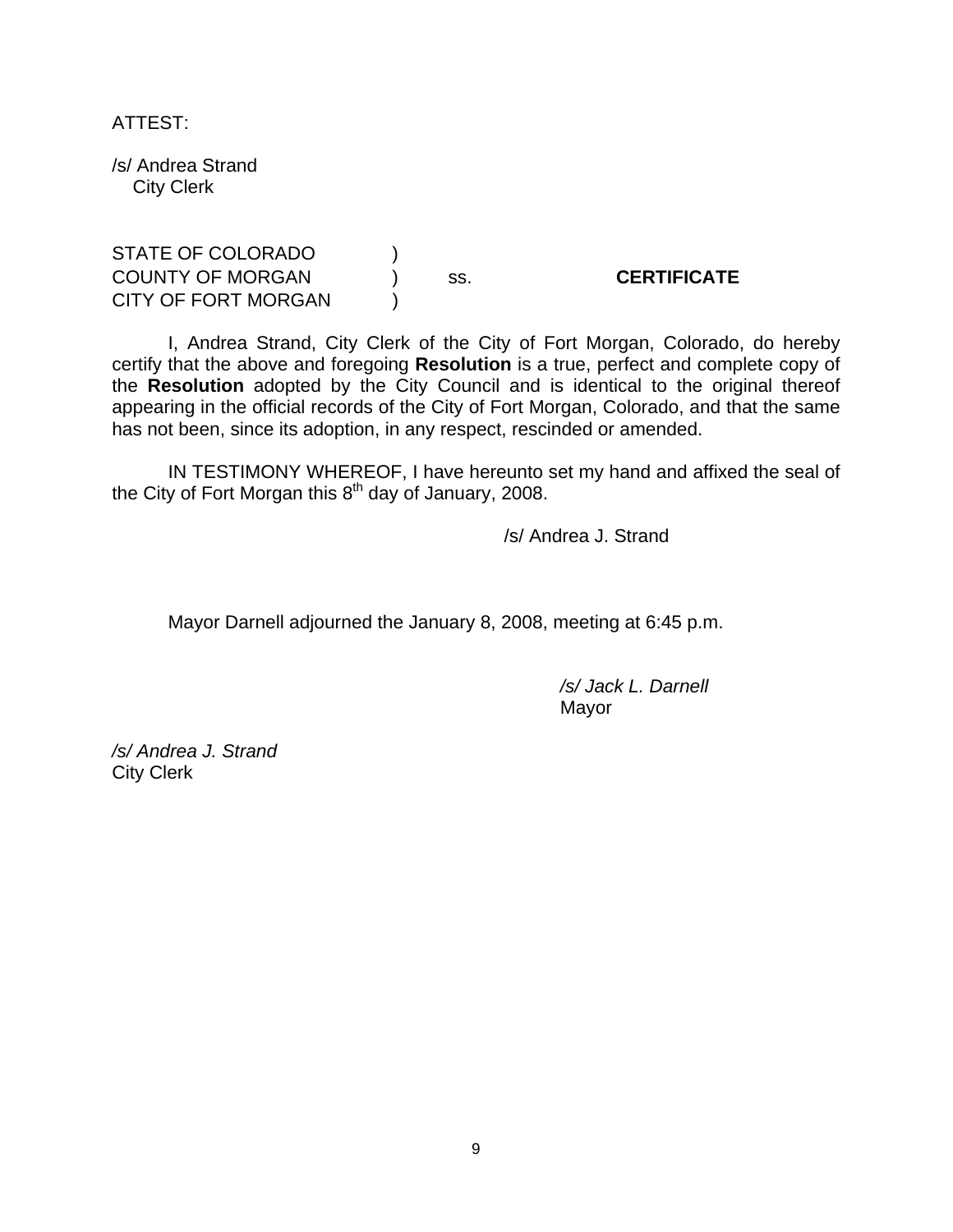ATTEST:

/s/ Andrea Strand
City Clerk

STATE OF COLORADO )
COUNTY OF MORGAN ) ss. **CERTIFICATE**
CITY OF FORT MORGAN )

I, Andrea Strand, City Clerk of the City of Fort Morgan, Colorado, do hereby certify that the above and foregoing **Resolution** is a true, perfect and complete copy of the **Resolution** adopted by the City Council and is identical to the original thereof appearing in the official records of the City of Fort Morgan, Colorado, and that the same has not been, since its adoption, in any respect, rescinded or amended.

IN TESTIMONY WHEREOF, I have hereunto set my hand and affixed the seal of the City of Fort Morgan this 8th day of January, 2008.

/s/ Andrea J. Strand

Mayor Darnell adjourned the January 8, 2008, meeting at 6:45 p.m.

*/s/ Jack L. Darnell*
Mayor

*/s/ Andrea J. Strand*
City Clerk